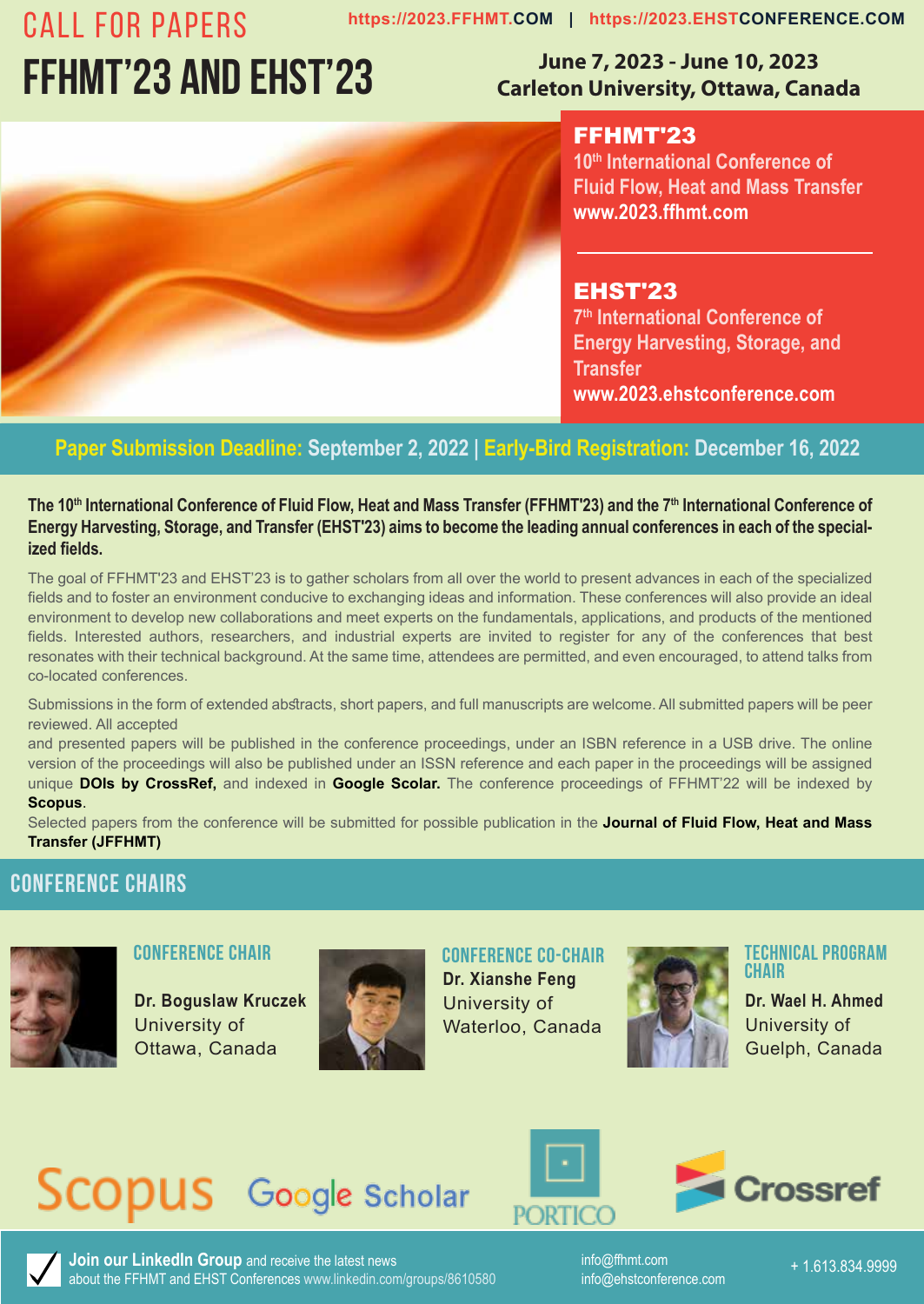CALL FOR PAPERS

# FFHMT'23 AND EHST'23

https://2023.FFHMT.COM | https://2023.EHSTCONFERENCE.COM

**June 7, 2023 - June 10, 2023**
**Carleton University, Ottawa, Canada**

## FFHMT'23

10th International Conference of Fluid Flow, Heat and Mass Transfer
www.2023.ffhmt.com

## EHST'23

7th International Conference of Energy Harvesting, Storage, and Transfer
www.2023.ehstconference.com

**Paper Submission Deadline: September 2, 2022 | Early-Bird Registration: December 16, 2022**

**The 10th International Conference of Fluid Flow, Heat and Mass Transfer (FFHMT'23) and the 7th International Conference of Energy Harvesting, Storage, and Transfer (EHST'23) aims to become the leading annual conferences in each of the specialized fields.**

The goal of FFHMT'23 and EHST'23 is to gather scholars from all over the world to present advances in each of the specialized fields and to foster an environment conducive to exchanging ideas and information. These conferences will also provide an ideal environment to develop new collaborations and meet experts on the fundamentals, applications, and products of the mentioned fields. Interested authors, researchers, and industrial experts are invited to register for any of the conferences that best resonates with their technical background. At the same time, attendees are permitted, and even encouraged, to attend talks from co-located conferences.

Submissions in the form of extended abstracts, short papers, and full manuscripts are welcome. All submitted papers will be peer reviewed. All accepted
and presented papers will be published in the conference proceedings, under an ISBN reference in a USB drive. The online version of the proceedings will also be published under an ISSN reference and each paper in the proceedings will be assigned unique **DOIs by CrossRef,** and indexed in **Google Scolar.** The conference proceedings of FFHMT'22 will be indexed by **Scopus**.
Selected papers from the conference will be submitted for possible publication in the **Journal of Fluid Flow, Heat and Mass Transfer (JFFHMT)**

## CONFERENCE CHAIRS

**CONFERENCE CHAIR**
**Dr. Boguslaw Kruczek**
University of Ottawa, Canada

**CONFERENCE CO-CHAIR**
**Dr. Xianshe Feng**
University of Waterloo, Canada

**TECHNICAL PROGRAM CHAIR**
**Dr. Wael H. Ahmed**
University of Guelph, Canada

Scopus | Google Scholar | PORTICO | Crossref

**Join our LinkedIn Group** and receive the latest news about the FFHMT and EHST Conferences www.linkedin.com/groups/8610580

info@ffhmt.com
info@ehstconference.com

+ 1.613.834.9999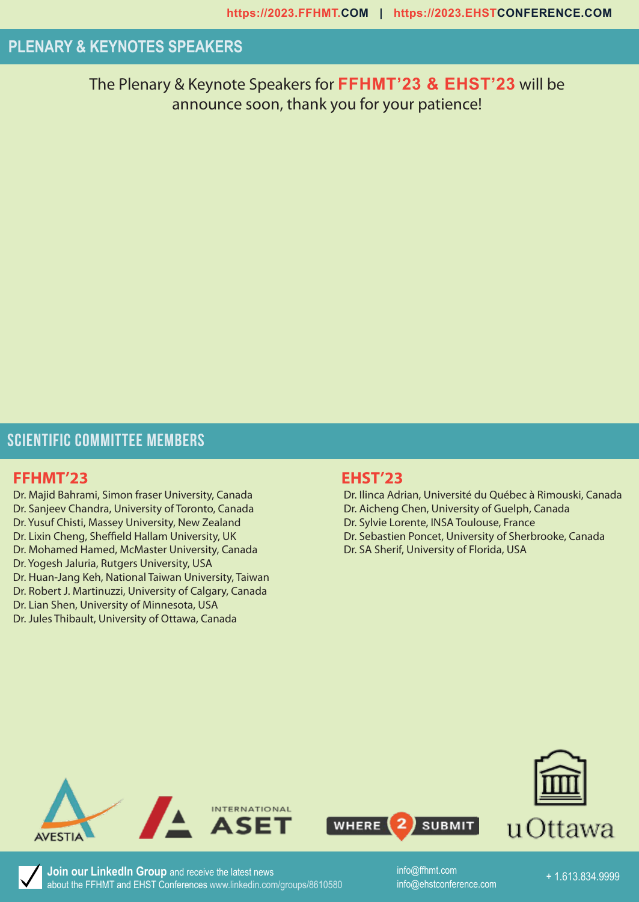## PLENARY & KEYNOTES SPEAKERS

The Plenary & Keynote Speakers for **FFHMT'23 & EHST'23** will be announce soon, thank you for your patience!

## SCIENTIFIC COMMITTEE MEMBERS

### FFHMT'23

Dr. Majid Bahrami, Simon fraser University, Canada
Dr. Sanjeev Chandra, University of Toronto, Canada
Dr. Yusuf Chisti, Massey University, New Zealand
Dr. Lixin Cheng, Sheffield Hallam University, UK
Dr. Mohamed Hamed, McMaster University, Canada
Dr. Yogesh Jaluria, Rutgers University, USA
Dr. Huan-Jang Keh, National Taiwan University, Taiwan
Dr. Robert J. Martinuzzi, University of Calgary, Canada
Dr. Lian Shen, University of Minnesota, USA
Dr. Jules Thibault, University of Ottawa, Canada

### EHST'23

Dr. Ilinca Adrian, Université du Québec à Rimouski, Canada
Dr. Aicheng Chen, University of Guelph, Canada
Dr. Sylvie Lorente, INSA Toulouse, France
Dr. Sebastien Poncet, University of Sherbrooke, Canada
Dr. SA Sherif, University of Florida, USA

AVESTIA | INTERNATIONAL ASET | WHERE 2 SUBMIT | uOttawa

**Join our LinkedIn Group** and receive the latest news about the FFHMT and EHST Conferences www.linkedin.com/groups/8610580

info@ffhmt.com
info@ehstconference.com

+ 1.613.834.9999